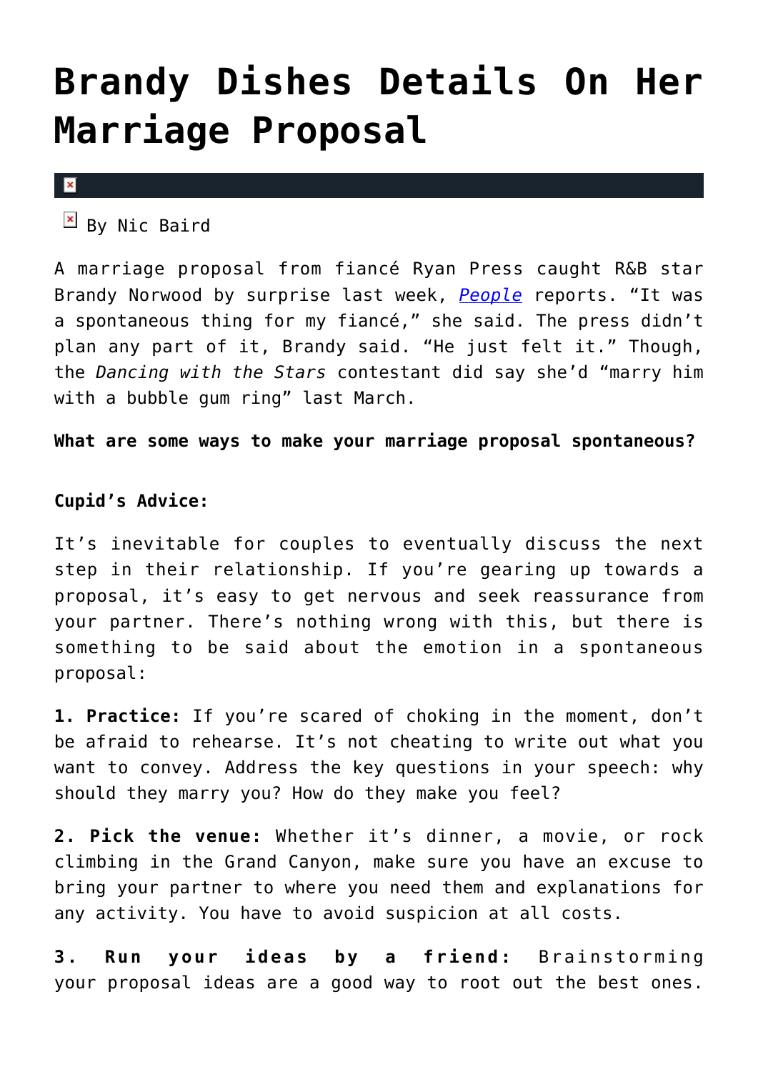# Brandy Dishes Details On Her Marriage Proposal

By Nic Baird

A marriage proposal from fiancé Ryan Press caught R&B star Brandy Norwood by surprise last week, *People* reports. "It was a spontaneous thing for my fiancé," she said. The press didn't plan any part of it, Brandy said. "He just felt it." Though, the *Dancing with the Stars* contestant did say she'd "marry him with a bubble gum ring" last March.

**What are some ways to make your marriage proposal spontaneous?**

**Cupid's Advice:**

It's inevitable for couples to eventually discuss the next step in their relationship. If you're gearing up towards a proposal, it's easy to get nervous and seek reassurance from your partner. There's nothing wrong with this, but there is something to be said about the emotion in a spontaneous proposal:

**1. Practice:** If you're scared of choking in the moment, don't be afraid to rehearse. It's not cheating to write out what you want to convey. Address the key questions in your speech: why should they marry you? How do they make you feel?

**2. Pick the venue:** Whether it's dinner, a movie, or rock climbing in the Grand Canyon, make sure you have an excuse to bring your partner to where you need them and explanations for any activity. You have to avoid suspicion at all costs.

**3. Run your ideas by a friend:** Brainstorming your proposal ideas are a good way to root out the best ones.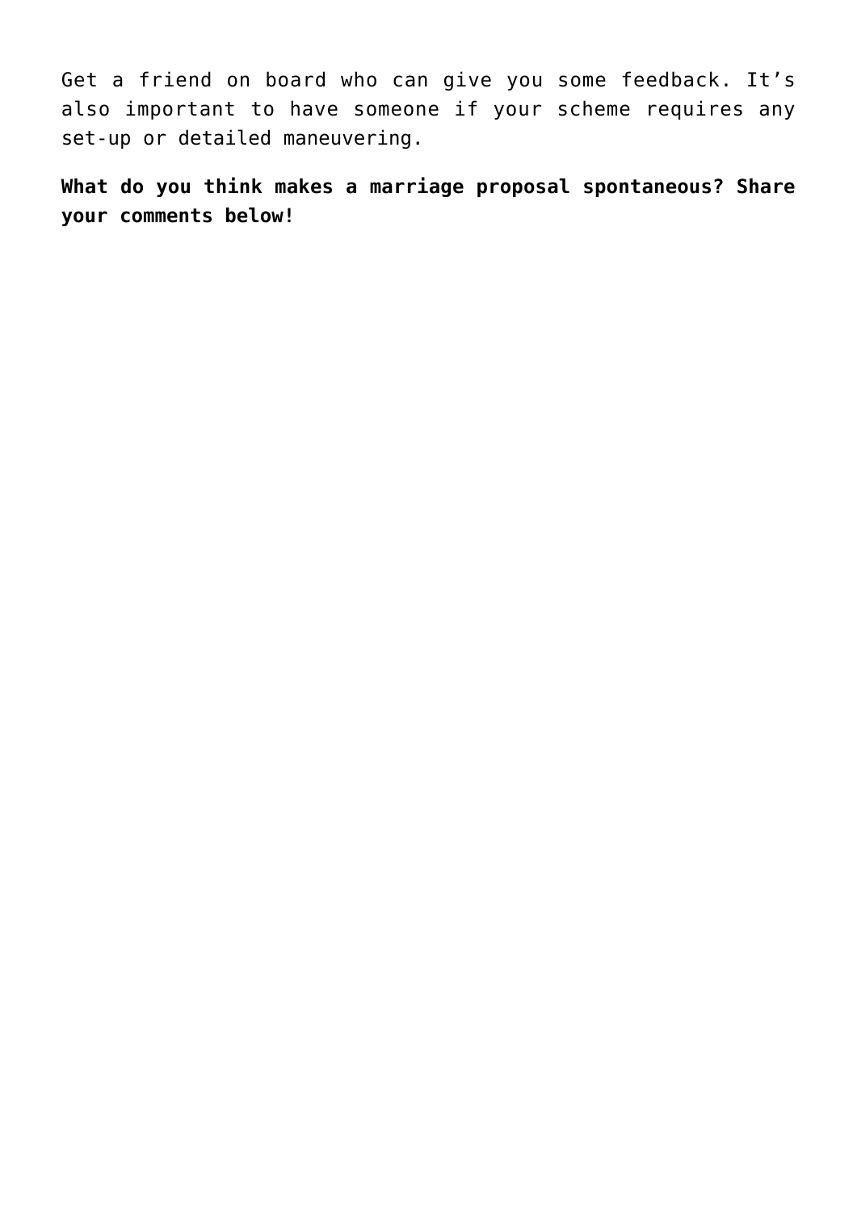Get a friend on board who can give you some feedback. It's also important to have someone if your scheme requires any set-up or detailed maneuvering.

**What do you think makes a marriage proposal spontaneous? Share your comments below!**